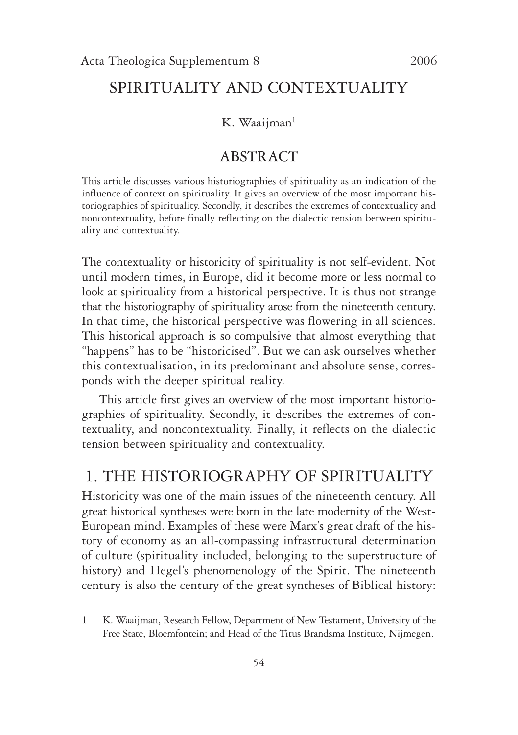# SPIRITUALITY AND CONTEXTUALITY

K. Waaijman[1]

## ABSTRACT

This article discusses various historiographies of spirituality as an indication of the influence of context on spirituality. It gives an overview of the most important historiographies of spirituality. Secondly, it describes the extremes of contextuality and noncontextuality, before finally reflecting on the dialectic tension between spirituality and contextuality.

The contextuality or historicity of spirituality is not self-evident. Not until modern times, in Europe, did it become more or less normal to look at spirituality from a historical perspective. It is thus not strange that the historiography of spirituality arose from the nineteenth century. In that time, the historical perspective was flowering in all sciences. This historical approach is so compulsive that almost everything that "happens" has to be "historicised". But we can ask ourselves whether this contextualisation, in its predominant and absolute sense, corresponds with the deeper spiritual reality.

This article first gives an overview of the most important historiographies of spirituality. Secondly, it describes the extremes of contextuality, and noncontextuality. Finally, it reflects on the dialectic tension between spirituality and contextuality.

## 1. THE HISTORIOGRAPHY OF SPIRITUALITY

Historicity was one of the main issues of the nineteenth century. All great historical syntheses were born in the late modernity of the West-European mind. Examples of these were Marx's great draft of the history of economy as an all-compassing infrastructural determination of culture (spirituality included, belonging to the superstructure of history) and Hegel's phenomenology of the Spirit. The nineteenth century is also the century of the great syntheses of Biblical history:

1 K. Waaijman, Research Fellow, Department of New Testament, University of the Free State, Bloemfontein; and Head of the Titus Brandsma Institute, Nijmegen.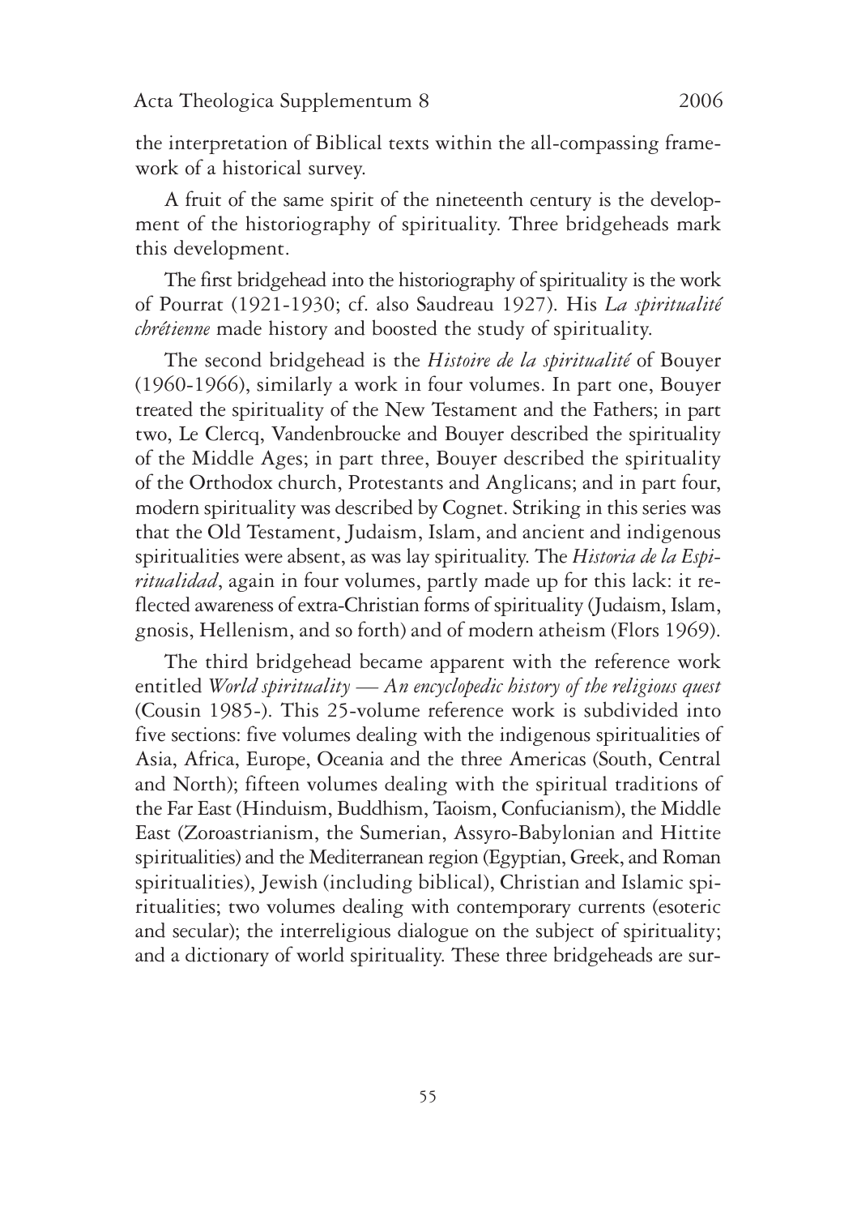the interpretation of Biblical texts within the all-compassing framework of a historical survey.

A fruit of the same spirit of the nineteenth century is the development of the historiography of spirituality. Three bridgeheads mark this development.

The first bridgehead into the historiography of spirituality is the work of Pourrat (1921-1930; cf. also Saudreau 1927). His *La spiritualité chrétienne* made history and boosted the study of spirituality.

The second bridgehead is the *Histoire de la spiritualité* of Bouyer (1960-1966), similarly a work in four volumes. In part one, Bouyer treated the spirituality of the New Testament and the Fathers; in part two, Le Clercq, Vandenbroucke and Bouyer described the spirituality of the Middle Ages; in part three, Bouyer described the spirituality of the Orthodox church, Protestants and Anglicans; and in part four, modern spirituality was described by Cognet. Striking in this series was that the Old Testament, Judaism, Islam, and ancient and indigenous spiritualities were absent, as was lay spirituality. The *Historia de la Espiritualidad*, again in four volumes, partly made up for this lack: it reflected awareness of extra-Christian forms of spirituality (Judaism, Islam, gnosis, Hellenism, and so forth) and of modern atheism (Flors 1969).

The third bridgehead became apparent with the reference work entitled *World spirituality — An encyclopedic history of the religious quest* (Cousin 1985-). This 25-volume reference work is subdivided into five sections: five volumes dealing with the indigenous spiritualities of Asia, Africa, Europe, Oceania and the three Americas (South, Central and North); fifteen volumes dealing with the spiritual traditions of the Far East (Hinduism, Buddhism, Taoism, Confucianism), the Middle East (Zoroastrianism, the Sumerian, Assyro-Babylonian and Hittite spiritualities) and the Mediterranean region (Egyptian, Greek, and Roman spiritualities), Jewish (including biblical), Christian and Islamic spiritualities; two volumes dealing with contemporary currents (esoteric and secular); the interreligious dialogue on the subject of spirituality; and a dictionary of world spirituality. These three bridgeheads are sur-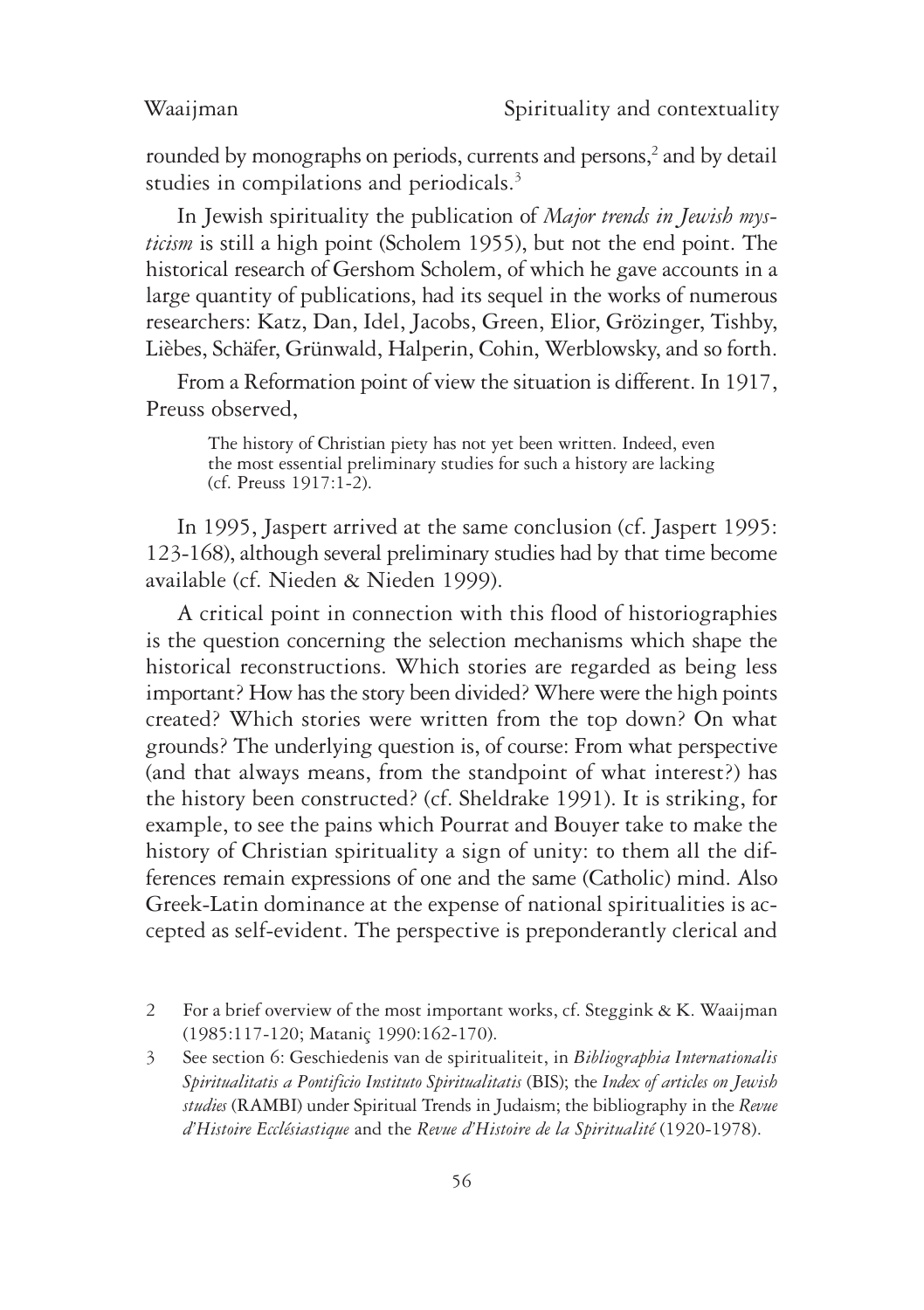rounded by monographs on periods, currents and persons,[2] and by detail studies in compilations and periodicals.[3]

In Jewish spirituality the publication of *Major trends in Jewish mysticism* is still a high point (Scholem 1955), but not the end point. The historical research of Gershom Scholem, of which he gave accounts in a large quantity of publications, had its sequel in the works of numerous researchers: Katz, Dan, Idel, Jacobs, Green, Elior, Grözinger, Tishby, Lièbes, Schäfer, Grünwald, Halperin, Cohin, Werblowsky, and so forth.

From a Reformation point of view the situation is different. In 1917, Preuss observed,

> The history of Christian piety has not yet been written. Indeed, even the most essential preliminary studies for such a history are lacking (cf. Preuss 1917:1-2).

In 1995, Jaspert arrived at the same conclusion (cf. Jaspert 1995: 123-168), although several preliminary studies had by that time become available (cf. Nieden & Nieden 1999).

A critical point in connection with this flood of historiographies is the question concerning the selection mechanisms which shape the historical reconstructions. Which stories are regarded as being less important? How has the story been divided? Where were the high points created? Which stories were written from the top down? On what grounds? The underlying question is, of course: From what perspective (and that always means, from the standpoint of what interest?) has the history been constructed? (cf. Sheldrake 1991). It is striking, for example, to see the pains which Pourrat and Bouyer take to make the history of Christian spirituality a sign of unity: to them all the differences remain expressions of one and the same (Catholic) mind. Also Greek-Latin dominance at the expense of national spiritualities is accepted as self-evident. The perspective is preponderantly clerical and

2 For a brief overview of the most important works, cf. Steggink & K. Waaijman (1985:117-120; Mataniç 1990:162-170).

3 See section 6: Geschiedenis van de spiritualiteit, in *Bibliographia Internationalis Spiritualitatis a Pontificio Instituto Spiritualitatis* (BIS); the *Index of articles on Jewish studies* (RAMBI) under Spiritual Trends in Judaism; the bibliography in the *Revue d'Histoire Ecclésiastique* and the *Revue d'Histoire de la Spiritualité* (1920-1978).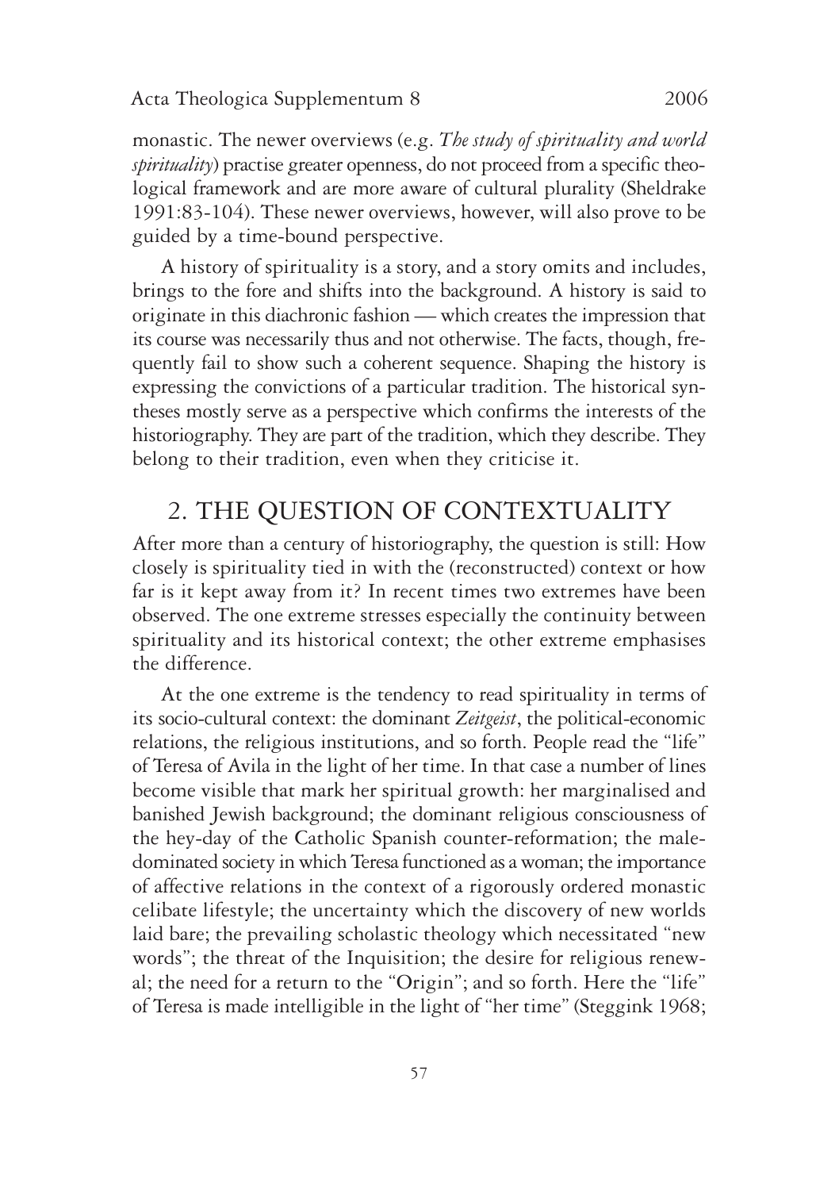monastic. The newer overviews (e.g. *The study of spirituality and world spirituality*) practise greater openness, do not proceed from a specific theological framework and are more aware of cultural plurality (Sheldrake 1991:83-104). These newer overviews, however, will also prove to be guided by a time-bound perspective.

A history of spirituality is a story, and a story omits and includes, brings to the fore and shifts into the background. A history is said to originate in this diachronic fashion — which creates the impression that its course was necessarily thus and not otherwise. The facts, though, frequently fail to show such a coherent sequence. Shaping the history is expressing the convictions of a particular tradition. The historical syntheses mostly serve as a perspective which confirms the interests of the historiography. They are part of the tradition, which they describe. They belong to their tradition, even when they criticise it.

## 2. THE QUESTION OF CONTEXTUALITY

After more than a century of historiography, the question is still: How closely is spirituality tied in with the (reconstructed) context or how far is it kept away from it? In recent times two extremes have been observed. The one extreme stresses especially the continuity between spirituality and its historical context; the other extreme emphasises the difference.

At the one extreme is the tendency to read spirituality in terms of its socio-cultural context: the dominant *Zeitgeist*, the political-economic relations, the religious institutions, and so forth. People read the "life" of Teresa of Avila in the light of her time. In that case a number of lines become visible that mark her spiritual growth: her marginalised and banished Jewish background; the dominant religious consciousness of the hey-day of the Catholic Spanish counter-reformation; the male-dominated society in which Teresa functioned as a woman; the importance of affective relations in the context of a rigorously ordered monastic celibate lifestyle; the uncertainty which the discovery of new worlds laid bare; the prevailing scholastic theology which necessitated "new words"; the threat of the Inquisition; the desire for religious renewal; the need for a return to the "Origin"; and so forth. Here the "life" of Teresa is made intelligible in the light of "her time" (Steggink 1968;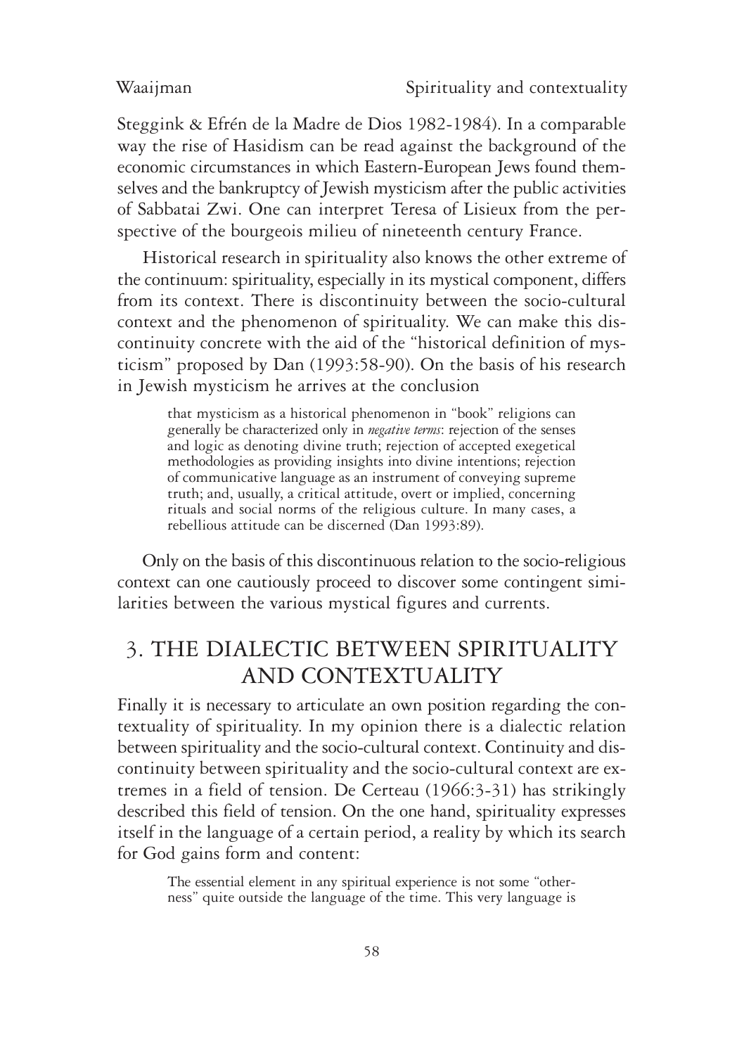Steggink & Efrén de la Madre de Dios 1982-1984). In a comparable way the rise of Hasidism can be read against the background of the economic circumstances in which Eastern-European Jews found themselves and the bankruptcy of Jewish mysticism after the public activities of Sabbatai Zwi. One can interpret Teresa of Lisieux from the perspective of the bourgeois milieu of nineteenth century France.

Historical research in spirituality also knows the other extreme of the continuum: spirituality, especially in its mystical component, differs from its context. There is discontinuity between the socio-cultural context and the phenomenon of spirituality. We can make this discontinuity concrete with the aid of the "historical definition of mysticism" proposed by Dan (1993:58-90). On the basis of his research in Jewish mysticism he arrives at the conclusion

> that mysticism as a historical phenomenon in "book" religions can generally be characterized only in *negative terms*: rejection of the senses and logic as denoting divine truth; rejection of accepted exegetical methodologies as providing insights into divine intentions; rejection of communicative language as an instrument of conveying supreme truth; and, usually, a critical attitude, overt or implied, concerning rituals and social norms of the religious culture. In many cases, a rebellious attitude can be discerned (Dan 1993:89).

Only on the basis of this discontinuous relation to the socio-religious context can one cautiously proceed to discover some contingent similarities between the various mystical figures and currents.

## 3. THE DIALECTIC BETWEEN SPIRITUALITY AND CONTEXTUALITY

Finally it is necessary to articulate an own position regarding the contextuality of spirituality. In my opinion there is a dialectic relation between spirituality and the socio-cultural context. Continuity and discontinuity between spirituality and the socio-cultural context are extremes in a field of tension. De Certeau (1966:3-31) has strikingly described this field of tension. On the one hand, spirituality expresses itself in the language of a certain period, a reality by which its search for God gains form and content:

> The essential element in any spiritual experience is not some "otherness" quite outside the language of the time. This very language is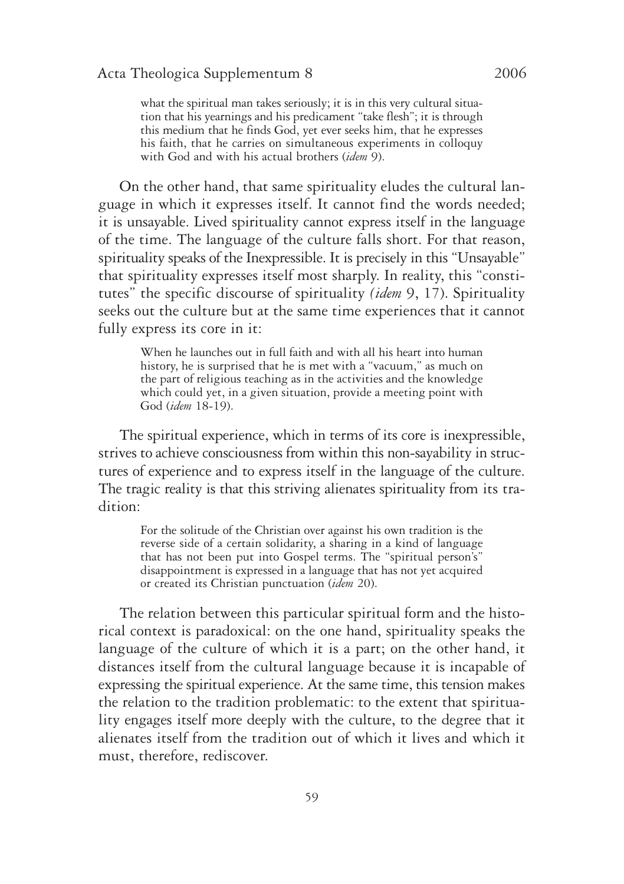> what the spiritual man takes seriously; it is in this very cultural situation that his yearnings and his predicament "take flesh"; it is through this medium that he finds God, yet ever seeks him, that he expresses his faith, that he carries on simultaneous experiments in colloquy with God and with his actual brothers (*idem* 9).

On the other hand, that same spirituality eludes the cultural language in which it expresses itself. It cannot find the words needed; it is unsayable. Lived spirituality cannot express itself in the language of the time. The language of the culture falls short. For that reason, spirituality speaks of the Inexpressible. It is precisely in this "Unsayable" that spirituality expresses itself most sharply. In reality, this "constitutes" the specific discourse of spirituality *(idem* 9, 17). Spirituality seeks out the culture but at the same time experiences that it cannot fully express its core in it:

> When he launches out in full faith and with all his heart into human history, he is surprised that he is met with a "vacuum," as much on the part of religious teaching as in the activities and the knowledge which could yet, in a given situation, provide a meeting point with God (*idem* 18-19).

The spiritual experience, which in terms of its core is inexpressible, strives to achieve consciousness from within this non-sayability in structures of experience and to express itself in the language of the culture. The tragic reality is that this striving alienates spirituality from its tradition:

> For the solitude of the Christian over against his own tradition is the reverse side of a certain solidarity, a sharing in a kind of language that has not been put into Gospel terms. The "spiritual person's" disappointment is expressed in a language that has not yet acquired or created its Christian punctuation (*idem* 20).

The relation between this particular spiritual form and the historical context is paradoxical: on the one hand, spirituality speaks the language of the culture of which it is a part; on the other hand, it distances itself from the cultural language because it is incapable of expressing the spiritual experience. At the same time, this tension makes the relation to the tradition problematic: to the extent that spirituality engages itself more deeply with the culture, to the degree that it alienates itself from the tradition out of which it lives and which it must, therefore, rediscover.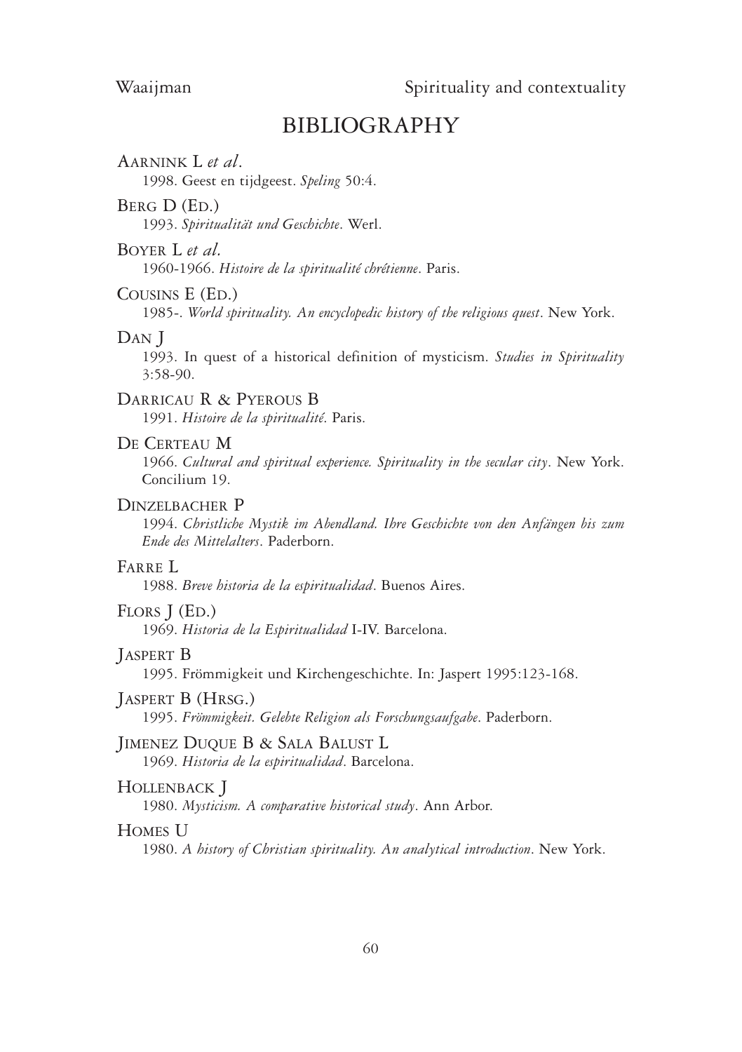# BIBLIOGRAPHY

AARNINK L *et al*.
1998. Geest en tijdgeest. *Speling* 50:4.

BERG D (ED.)
1993. *Spiritualität und Geschichte*. Werl.

BOYER L *et al.*
1960-1966. *Histoire de la spiritualité chrétienne*. Paris.

COUSINS E (ED.)
1985-. *World spirituality. An encyclopedic history of the religious quest*. New York.

DAN J
1993. In quest of a historical definition of mysticism. *Studies in Spirituality* 3:58-90.

DARRICAU R & PYEROUS B
1991. *Histoire de la spiritualité*. Paris.

DE CERTEAU M
1966. *Cultural and spiritual experience. Spirituality in the secular city*. New York. Concilium 19.

DINZELBACHER P
1994. *Christliche Mystik im Abendland. Ihre Geschichte von den Anfängen bis zum Ende des Mittelalters*. Paderborn.

FARRE L
1988. *Breve historia de la espiritualidad*. Buenos Aires.

FLORS J (ED.)
1969. *Historia de la Espiritualidad* I-IV. Barcelona.

JASPERT B
1995. Frömmigkeit und Kirchengeschichte. In: Jaspert 1995:123-168.

JASPERT B (HRSG.)
1995. *Frömmigkeit. Gelebte Religion als Forschungsaufgabe*. Paderborn.

JIMENEZ DUQUE B & SALA BALUST L
1969. *Historia de la espiritualidad*. Barcelona.

HOLLENBACK J
1980. *Mysticism. A comparative historical study*. Ann Arbor.

HOMES U
1980. *A history of Christian spirituality. An analytical introduction*. New York.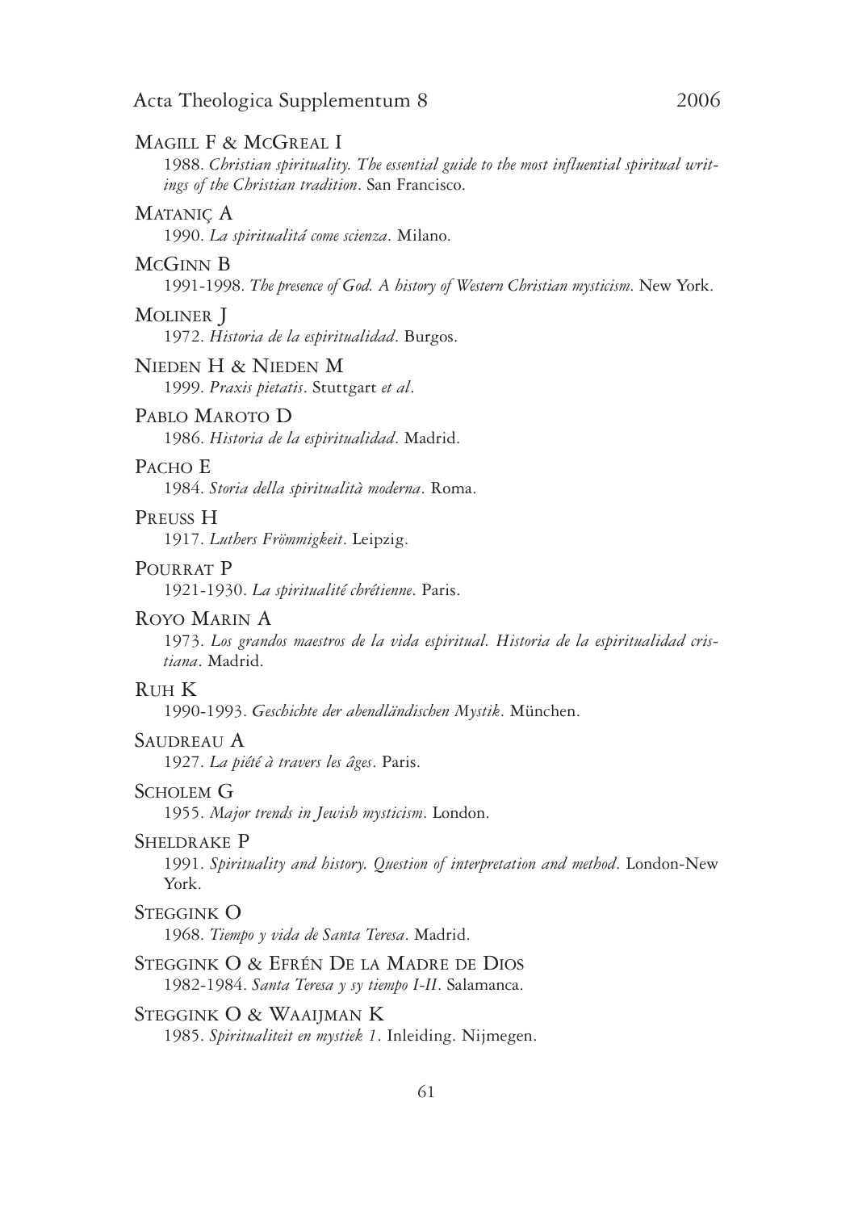MAGILL F & MCGREAL I

1988. *Christian spirituality. The essential guide to the most influential spiritual writings of the Christian tradition*. San Francisco.

MATANIÇ A

1990. *La spiritualitá come scienza*. Milano.

MCGINN B

1991-1998. *The presence of God. A history of Western Christian mysticism*. New York.

MOLINER J

1972. *Historia de la espiritualidad*. Burgos.

NIEDEN H & NIEDEN M

1999. *Praxis pietatis*. Stuttgart *et al*.

PABLO MAROTO D

1986. *Historia de la espiritualidad*. Madrid.

PACHO E

1984. *Storia della spiritualità moderna*. Roma.

PREUSS H

1917. *Luthers Frömmigkeit*. Leipzig.

POURRAT P

1921-1930. *La spiritualité chrétienne*. Paris.

ROYO MARIN A

1973. *Los grandos maestros de la vida espiritual. Historia de la espiritualidad cristiana*. Madrid.

RUH K

1990-1993. *Geschichte der abendländischen Mystik*. München.

SAUDREAU A

1927. *La piété à travers les âges*. Paris.

SCHOLEM G

1955. *Major trends in Jewish mysticism*. London.

SHELDRAKE P

1991. *Spirituality and history. Question of interpretation and method*. London-New York.

STEGGINK O

1968. *Tiempo y vida de Santa Teresa*. Madrid.

STEGGINK O & EFRÉN DE LA MADRE DE DIOS

1982-1984. *Santa Teresa y sy tiempo I-II*. Salamanca.

STEGGINK O & WAAIJMAN K

1985. *Spiritualiteit en mystiek 1*. Inleiding. Nijmegen.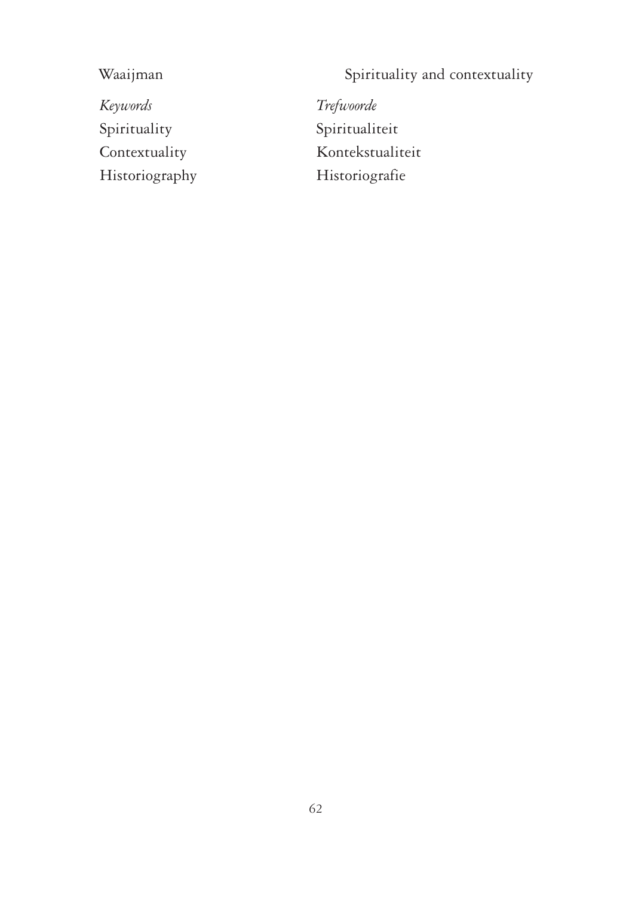| | |
|---|---|
| *Keywords* | *Trefwoorde* |
| Spirituality | Spiritualiteit |
| Contextuality | Kontekstualiteit |
| Historiography | Historiografie |